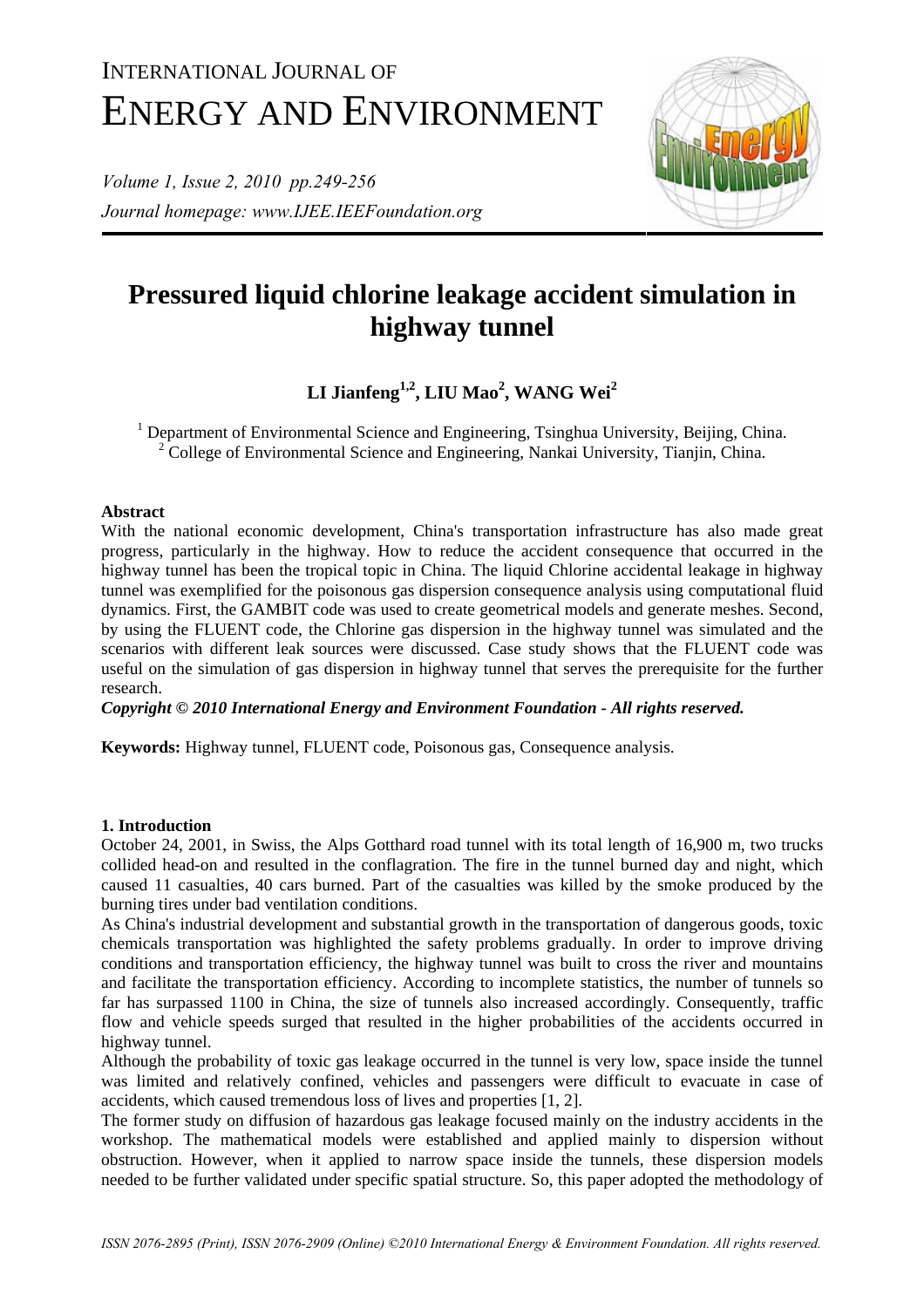# INTERNATIONAL JOURNAL OF ENERGY AND ENVIRONMENT

*Volume 1, Issue 2, 2010 pp.249-256*
*Journal homepage: www.IJEE.IEEFoundation.org*

# Pressured liquid chlorine leakage accident simulation in highway tunnel

**LI Jianfeng[1,2], LIU Mao[2], WANG Wei[2]**

[1] Department of Environmental Science and Engineering, Tsinghua University, Beijing, China.
[2] College of Environmental Science and Engineering, Nankai University, Tianjin, China.

### Abstract

With the national economic development, China's transportation infrastructure has also made great progress, particularly in the highway. How to reduce the accident consequence that occurred in the highway tunnel has been the tropical topic in China. The liquid Chlorine accidental leakage in highway tunnel was exemplified for the poisonous gas dispersion consequence analysis using computational fluid dynamics. First, the GAMBIT code was used to create geometrical models and generate meshes. Second, by using the FLUENT code, the Chlorine gas dispersion in the highway tunnel was simulated and the scenarios with different leak sources were discussed. Case study shows that the FLUENT code was useful on the simulation of gas dispersion in highway tunnel that serves the prerequisite for the further research.

***Copyright © 2010 International Energy and Environment Foundation - All rights reserved.***

**Keywords:** Highway tunnel, FLUENT code, Poisonous gas, Consequence analysis.

### 1. Introduction

October 24, 2001, in Swiss, the Alps Gotthard road tunnel with its total length of 16,900 m, two trucks collided head-on and resulted in the conflagration. The fire in the tunnel burned day and night, which caused 11 casualties, 40 cars burned. Part of the casualties was killed by the smoke produced by the burning tires under bad ventilation conditions.

As China's industrial development and substantial growth in the transportation of dangerous goods, toxic chemicals transportation was highlighted the safety problems gradually. In order to improve driving conditions and transportation efficiency, the highway tunnel was built to cross the river and mountains and facilitate the transportation efficiency. According to incomplete statistics, the number of tunnels so far has surpassed 1100 in China, the size of tunnels also increased accordingly. Consequently, traffic flow and vehicle speeds surged that resulted in the higher probabilities of the accidents occurred in highway tunnel.

Although the probability of toxic gas leakage occurred in the tunnel is very low, space inside the tunnel was limited and relatively confined, vehicles and passengers were difficult to evacuate in case of accidents, which caused tremendous loss of lives and properties [1, 2].

The former study on diffusion of hazardous gas leakage focused mainly on the industry accidents in the workshop. The mathematical models were established and applied mainly to dispersion without obstruction. However, when it applied to narrow space inside the tunnels, these dispersion models needed to be further validated under specific spatial structure. So, this paper adopted the methodology of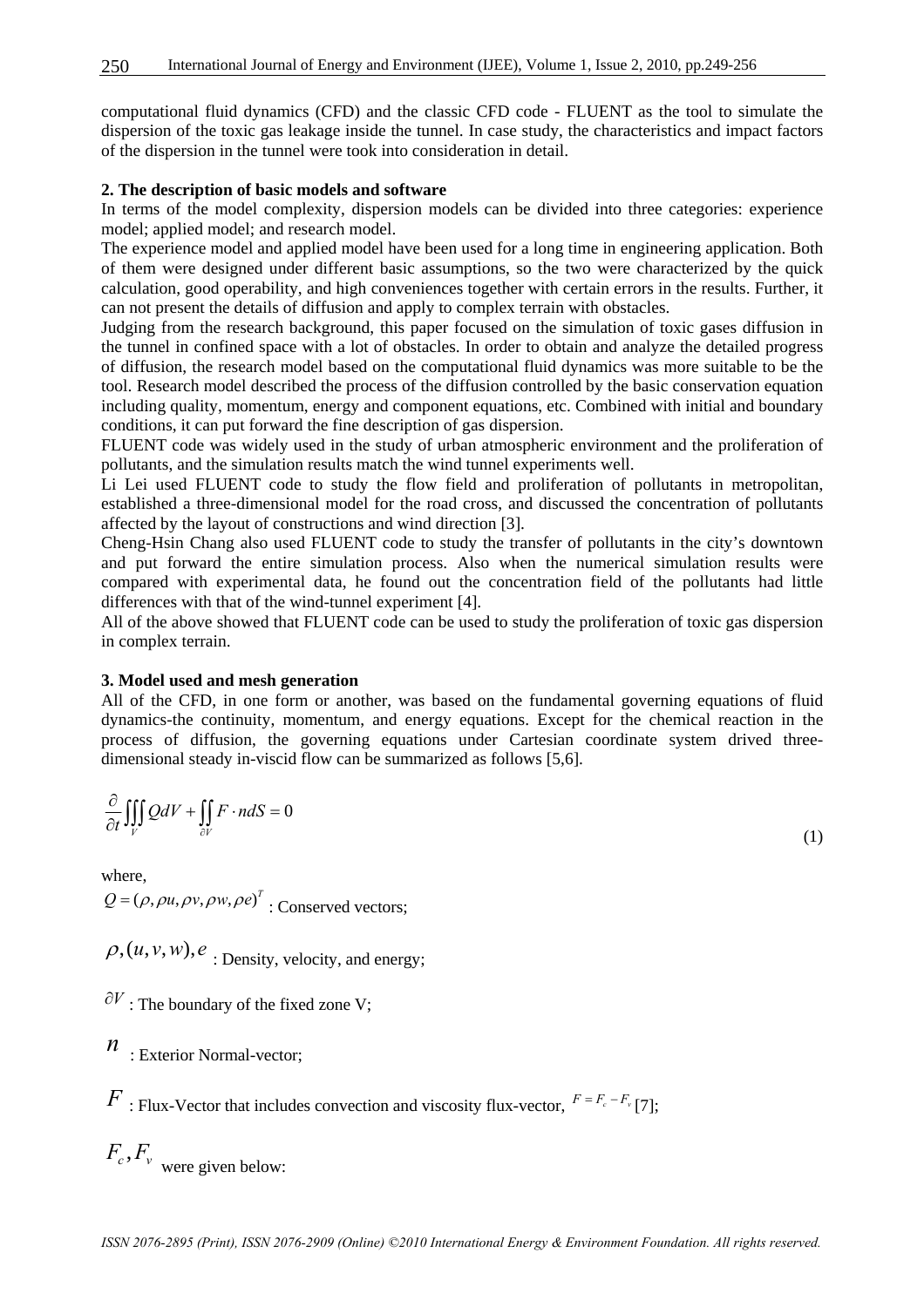computational fluid dynamics (CFD) and the classic CFD code - FLUENT as the tool to simulate the dispersion of the toxic gas leakage inside the tunnel. In case study, the characteristics and impact factors of the dispersion in the tunnel were took into consideration in detail.

**2. The description of basic models and software**

In terms of the model complexity, dispersion models can be divided into three categories: experience model; applied model; and research model.

The experience model and applied model have been used for a long time in engineering application. Both of them were designed under different basic assumptions, so the two were characterized by the quick calculation, good operability, and high conveniences together with certain errors in the results. Further, it can not present the details of diffusion and apply to complex terrain with obstacles.

Judging from the research background, this paper focused on the simulation of toxic gases diffusion in the tunnel in confined space with a lot of obstacles. In order to obtain and analyze the detailed progress of diffusion, the research model based on the computational fluid dynamics was more suitable to be the tool. Research model described the process of the diffusion controlled by the basic conservation equation including quality, momentum, energy and component equations, etc. Combined with initial and boundary conditions, it can put forward the fine description of gas dispersion.

FLUENT code was widely used in the study of urban atmospheric environment and the proliferation of pollutants, and the simulation results match the wind tunnel experiments well.

Li Lei used FLUENT code to study the flow field and proliferation of pollutants in metropolitan, established a three-dimensional model for the road cross, and discussed the concentration of pollutants affected by the layout of constructions and wind direction [3].

Cheng-Hsin Chang also used FLUENT code to study the transfer of pollutants in the city's downtown and put forward the entire simulation process. Also when the numerical simulation results were compared with experimental data, he found out the concentration field of the pollutants had little differences with that of the wind-tunnel experiment [4].

All of the above showed that FLUENT code can be used to study the proliferation of toxic gas dispersion in complex terrain.

**3. Model used and mesh generation**

All of the CFD, in one form or another, was based on the fundamental governing equations of fluid dynamics-the continuity, momentum, and energy equations. Except for the chemical reaction in the process of diffusion, the governing equations under Cartesian coordinate system drived three-dimensional steady in-viscid flow can be summarized as follows [5,6].

$$\frac{\partial}{\partial t}\iiint_V Q dV + \iint_{\partial V} F \cdot n dS = 0 \tag{1}$$

where,

$Q = (\rho, \rho u, \rho v, \rho w, \rho e)^T$ : Conserved vectors;

$\rho, (u, v, w), e$ : Density, velocity, and energy;

$\partial V$ : The boundary of the fixed zone V;

$n$ : Exterior Normal-vector;

$F$ : Flux-Vector that includes convection and viscosity flux-vector, $F = F_c - F_v$ [7];

$F_c, F_v$ were given below: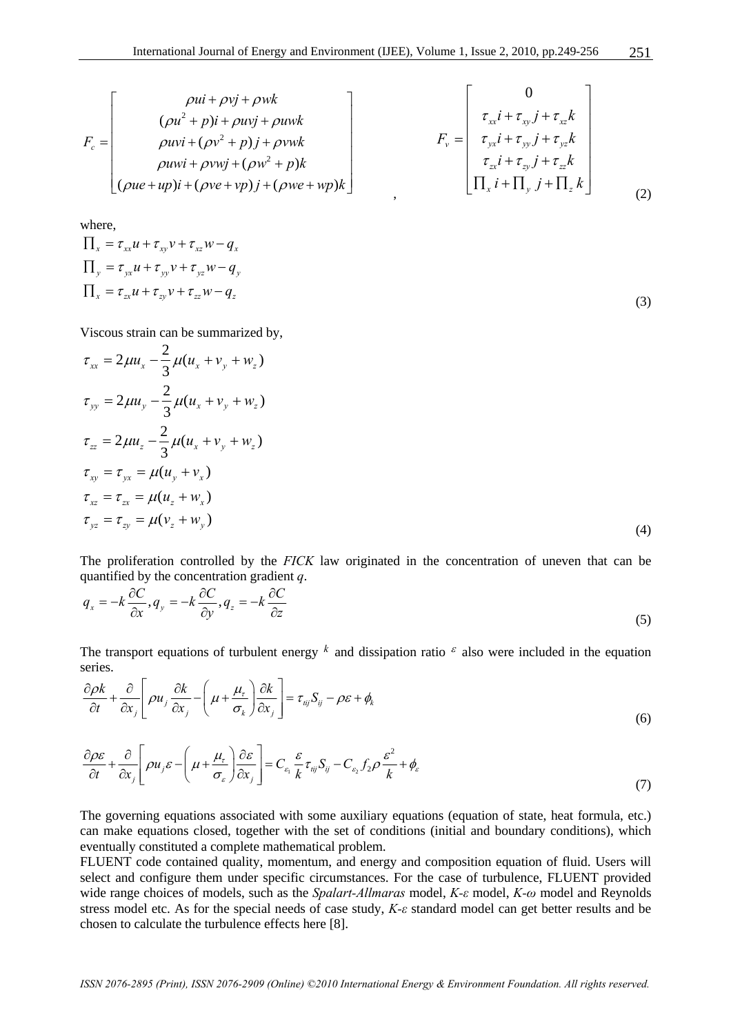$$F_c = \begin{bmatrix} \rho ui + \rho vj + \rho wk \\ (\rho u^2 + p)i + \rho uvj + \rho uwk \\ \rho uvi + (\rho v^2 + p)j + \rho vwk \\ \rho uwi + \rho vwj + (\rho w^2 + p)k \\ (\rho ue + up)i + (\rho ve + vp)j + (\rho we + wp)k \end{bmatrix}, \quad F_v = \begin{bmatrix} 0 \\ \tau_{xx}i + \tau_{xy}j + \tau_{xz}k \\ \tau_{yx}i + \tau_{yy}j + \tau_{yz}k \\ \tau_{zx}i + \tau_{zy}j + \tau_{zz}k \\ \prod_x i + \prod_y j + \prod_z k \end{bmatrix} \tag{2}$$

where,

$$\begin{aligned} \prod_x &= \tau_{xx}u + \tau_{xy}v + \tau_{xz}w - q_x \\ \prod_y &= \tau_{yx}u + \tau_{yy}v + \tau_{yz}w - q_y \\ \prod_x &= \tau_{zx}u + \tau_{zy}v + \tau_{zz}w - q_z \end{aligned} \tag{3}$$

Viscous strain can be summarized by,

$$\begin{aligned} \tau_{xx} &= 2\mu u_x - \frac{2}{3}\mu(u_x + v_y + w_z) \\ \tau_{yy} &= 2\mu u_y - \frac{2}{3}\mu(u_x + v_y + w_z) \\ \tau_{zz} &= 2\mu u_z - \frac{2}{3}\mu(u_x + v_y + w_z) \\ \tau_{xy} &= \tau_{yx} = \mu(u_y + v_x) \\ \tau_{xz} &= \tau_{zx} = \mu(u_z + w_x) \\ \tau_{yz} &= \tau_{zy} = \mu(v_z + w_y) \end{aligned} \tag{4}$$

The proliferation controlled by the *FICK* law originated in the concentration of uneven that can be quantified by the concentration gradient $q$.

$$q_x = -k\frac{\partial C}{\partial x}, q_y = -k\frac{\partial C}{\partial y}, q_z = -k\frac{\partial C}{\partial z} \tag{5}$$

The transport equations of turbulent energy $k$ and dissipation ratio $\varepsilon$ also were included in the equation series.

$$\frac{\partial \rho k}{\partial t} + \frac{\partial}{\partial x_j}\left[\rho u_j \frac{\partial k}{\partial x_j} - \left(\mu + \frac{\mu_\tau}{\sigma_k}\right)\frac{\partial k}{\partial x_j}\right] = \tau_{tij}S_{ij} - \rho\varepsilon + \phi_k \tag{6}$$

$$\frac{\partial \rho \varepsilon}{\partial t} + \frac{\partial}{\partial x_j}\left[\rho u_j \varepsilon - \left(\mu + \frac{\mu_\tau}{\sigma_\varepsilon}\right)\frac{\partial \varepsilon}{\partial x_j}\right] = C_{\varepsilon_1}\frac{\varepsilon}{k}\tau_{tij}S_{ij} - C_{\varepsilon_2}f_2\rho\frac{\varepsilon^2}{k} + \phi_\varepsilon \tag{7}$$

The governing equations associated with some auxiliary equations (equation of state, heat formula, etc.) can make equations closed, together with the set of conditions (initial and boundary conditions), which eventually constituted a complete mathematical problem.

FLUENT code contained quality, momentum, and energy and composition equation of fluid. Users will select and configure them under specific circumstances. For the case of turbulence, FLUENT provided wide range choices of models, such as the *Spalart-Allmaras* model, *K-ε* model, *K-ω* model and Reynolds stress model etc. As for the special needs of case study, *K-ε* standard model can get better results and be chosen to calculate the turbulence effects here [8].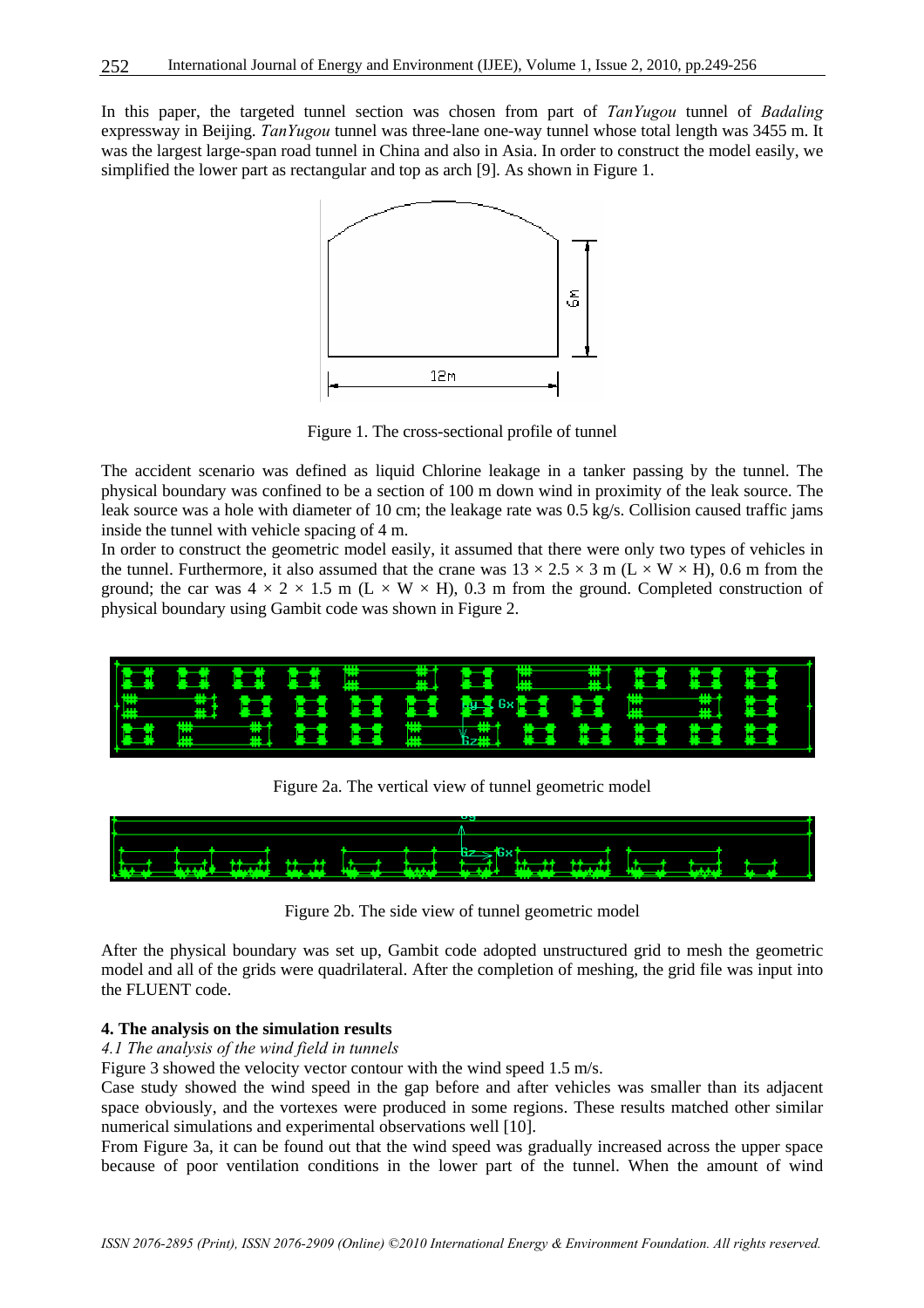In this paper, the targeted tunnel section was chosen from part of *TanYugou* tunnel of *Badaling* expressway in Beijing. *TanYugou* tunnel was three-lane one-way tunnel whose total length was 3455 m. It was the largest large-span road tunnel in China and also in Asia. In order to construct the model easily, we simplified the lower part as rectangular and top as arch [9]. As shown in Figure 1.

Figure 1. The cross-sectional profile of tunnel

The accident scenario was defined as liquid Chlorine leakage in a tanker passing by the tunnel. The physical boundary was confined to be a section of 100 m down wind in proximity of the leak source. The leak source was a hole with diameter of 10 cm; the leakage rate was 0.5 kg/s. Collision caused traffic jams inside the tunnel with vehicle spacing of 4 m.

In order to construct the geometric model easily, it assumed that there were only two types of vehicles in the tunnel. Furthermore, it also assumed that the crane was $13 \times 2.5 \times 3$ m (L × W × H), 0.6 m from the ground; the car was $4 \times 2 \times 1.5$ m (L × W × H), 0.3 m from the ground. Completed construction of physical boundary using Gambit code was shown in Figure 2.

Figure 2a. The vertical view of tunnel geometric model

Figure 2b. The side view of tunnel geometric model

After the physical boundary was set up, Gambit code adopted unstructured grid to mesh the geometric model and all of the grids were quadrilateral. After the completion of meshing, the grid file was input into the FLUENT code.

### 4. The analysis on the simulation results

*4.1 The analysis of the wind field in tunnels*

Figure 3 showed the velocity vector contour with the wind speed 1.5 m/s.

Case study showed the wind speed in the gap before and after vehicles was smaller than its adjacent space obviously, and the vortexes were produced in some regions. These results matched other similar numerical simulations and experimental observations well [10].

From Figure 3a, it can be found out that the wind speed was gradually increased across the upper space because of poor ventilation conditions in the lower part of the tunnel. When the amount of wind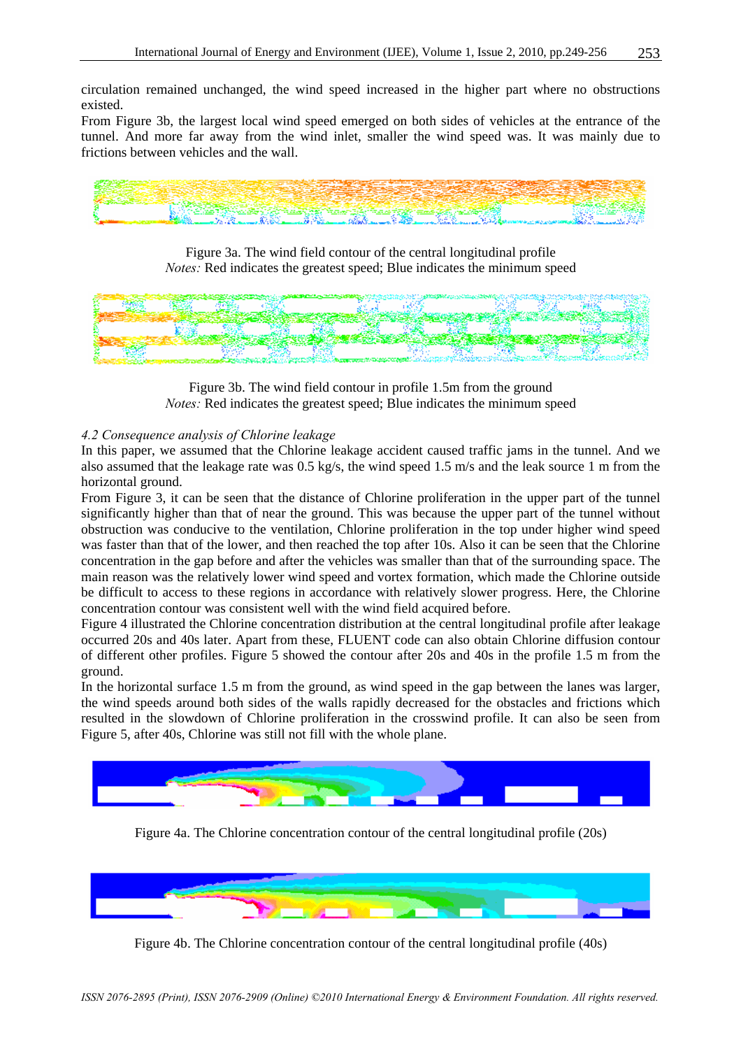circulation remained unchanged, the wind speed increased in the higher part where no obstructions existed.

From Figure 3b, the largest local wind speed emerged on both sides of vehicles at the entrance of the tunnel. And more far away from the wind inlet, smaller the wind speed was. It was mainly due to frictions between vehicles and the wall.

Figure 3a. The wind field contour of the central longitudinal profile
*Notes:* Red indicates the greatest speed; Blue indicates the minimum speed

Figure 3b. The wind field contour in profile 1.5m from the ground
*Notes:* Red indicates the greatest speed; Blue indicates the minimum speed

### *4.2 Consequence analysis of Chlorine leakage*

In this paper, we assumed that the Chlorine leakage accident caused traffic jams in the tunnel. And we also assumed that the leakage rate was 0.5 kg/s, the wind speed 1.5 m/s and the leak source 1 m from the horizontal ground.

From Figure 3, it can be seen that the distance of Chlorine proliferation in the upper part of the tunnel significantly higher than that of near the ground. This was because the upper part of the tunnel without obstruction was conducive to the ventilation, Chlorine proliferation in the top under higher wind speed was faster than that of the lower, and then reached the top after 10s. Also it can be seen that the Chlorine concentration in the gap before and after the vehicles was smaller than that of the surrounding space. The main reason was the relatively lower wind speed and vortex formation, which made the Chlorine outside be difficult to access to these regions in accordance with relatively slower progress. Here, the Chlorine concentration contour was consistent well with the wind field acquired before.

Figure 4 illustrated the Chlorine concentration distribution at the central longitudinal profile after leakage occurred 20s and 40s later. Apart from these, FLUENT code can also obtain Chlorine diffusion contour of different other profiles. Figure 5 showed the contour after 20s and 40s in the profile 1.5 m from the ground.

In the horizontal surface 1.5 m from the ground, as wind speed in the gap between the lanes was larger, the wind speeds around both sides of the walls rapidly decreased for the obstacles and frictions which resulted in the slowdown of Chlorine proliferation in the crosswind profile. It can also be seen from Figure 5, after 40s, Chlorine was still not fill with the whole plane.

Figure 4a. The Chlorine concentration contour of the central longitudinal profile (20s)

Figure 4b. The Chlorine concentration contour of the central longitudinal profile (40s)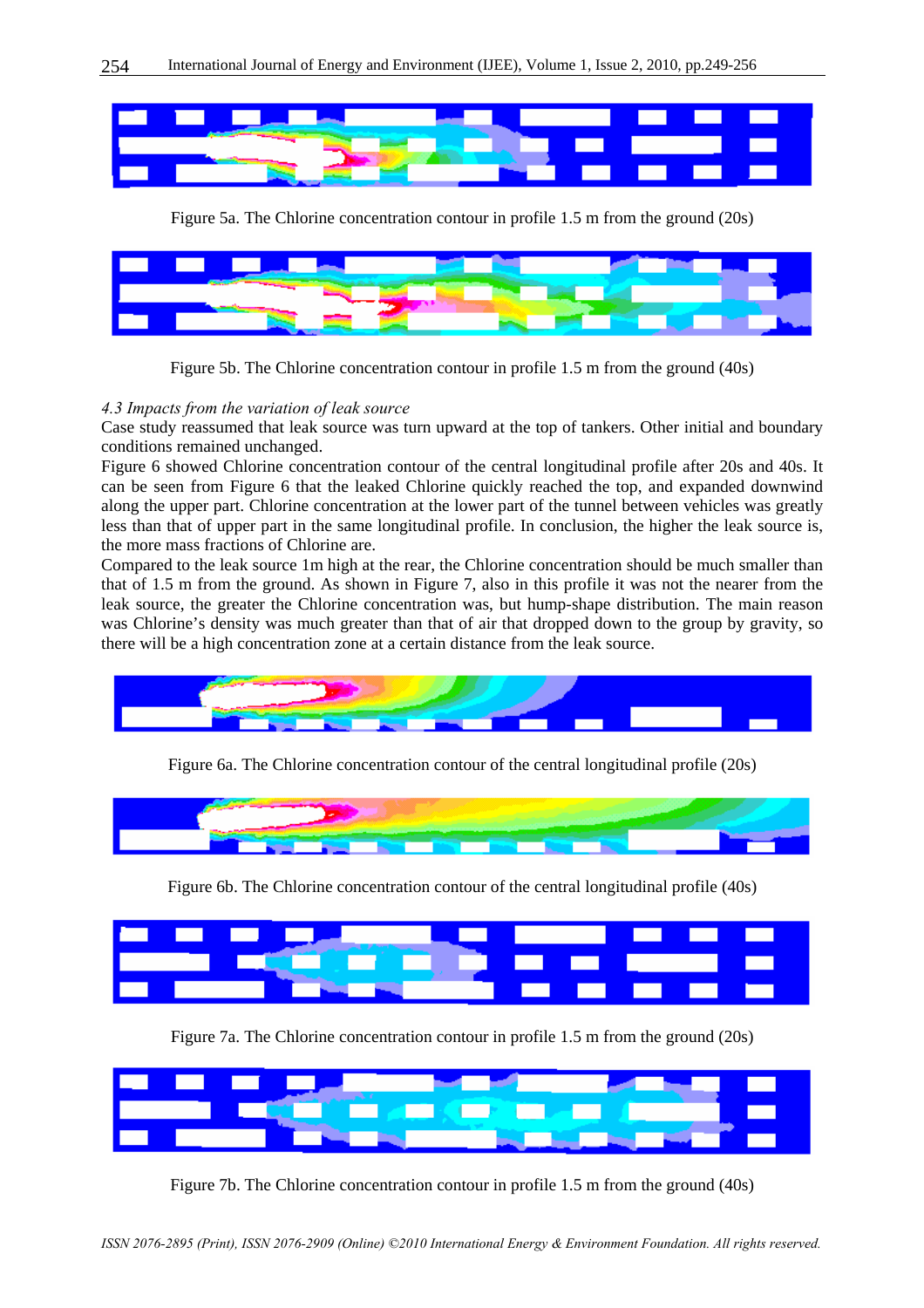Figure 5a. The Chlorine concentration contour in profile 1.5 m from the ground (20s)

Figure 5b. The Chlorine concentration contour in profile 1.5 m from the ground (40s)

*4.3 Impacts from the variation of leak source*

Case study reassumed that leak source was turn upward at the top of tankers. Other initial and boundary conditions remained unchanged.

Figure 6 showed Chlorine concentration contour of the central longitudinal profile after 20s and 40s. It can be seen from Figure 6 that the leaked Chlorine quickly reached the top, and expanded downwind along the upper part. Chlorine concentration at the lower part of the tunnel between vehicles was greatly less than that of upper part in the same longitudinal profile. In conclusion, the higher the leak source is, the more mass fractions of Chlorine are.

Compared to the leak source 1m high at the rear, the Chlorine concentration should be much smaller than that of 1.5 m from the ground. As shown in Figure 7, also in this profile it was not the nearer from the leak source, the greater the Chlorine concentration was, but hump-shape distribution. The main reason was Chlorine's density was much greater than that of air that dropped down to the group by gravity, so there will be a high concentration zone at a certain distance from the leak source.

Figure 6a. The Chlorine concentration contour of the central longitudinal profile (20s)

Figure 6b. The Chlorine concentration contour of the central longitudinal profile (40s)

Figure 7a. The Chlorine concentration contour in profile 1.5 m from the ground (20s)

Figure 7b. The Chlorine concentration contour in profile 1.5 m from the ground (40s)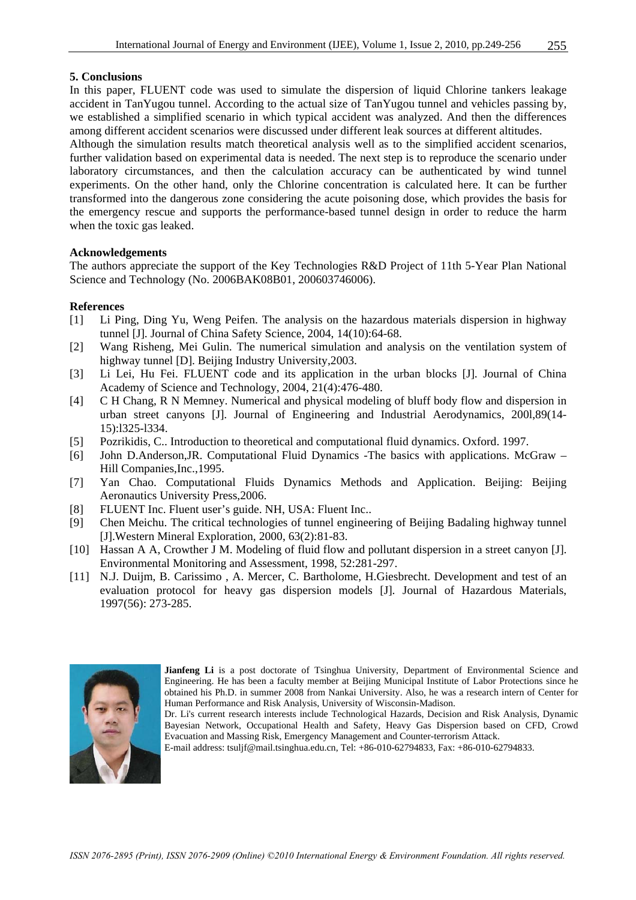## 5. Conclusions

In this paper, FLUENT code was used to simulate the dispersion of liquid Chlorine tankers leakage accident in TanYugou tunnel. According to the actual size of TanYugou tunnel and vehicles passing by, we established a simplified scenario in which typical accident was analyzed. And then the differences among different accident scenarios were discussed under different leak sources at different altitudes.

Although the simulation results match theoretical analysis well as to the simplified accident scenarios, further validation based on experimental data is needed. The next step is to reproduce the scenario under laboratory circumstances, and then the calculation accuracy can be authenticated by wind tunnel experiments. On the other hand, only the Chlorine concentration is calculated here. It can be further transformed into the dangerous zone considering the acute poisoning dose, which provides the basis for the emergency rescue and supports the performance-based tunnel design in order to reduce the harm when the toxic gas leaked.

## Acknowledgements

The authors appreciate the support of the Key Technologies R&D Project of 11th 5-Year Plan National Science and Technology (No. 2006BAK08B01, 200603746006).

## References

[1] Li Ping, Ding Yu, Weng Peifen. The analysis on the hazardous materials dispersion in highway tunnel [J]. Journal of China Safety Science, 2004, 14(10):64-68.

[2] Wang Risheng, Mei Gulin. The numerical simulation and analysis on the ventilation system of highway tunnel [D]. Beijing Industry University,2003.

[3] Li Lei, Hu Fei. FLUENT code and its application in the urban blocks [J]. Journal of China Academy of Science and Technology, 2004, 21(4):476-480.

[4] C H Chang, R N Memney. Numerical and physical modeling of bluff body flow and dispersion in urban street canyons [J]. Journal of Engineering and Industrial Aerodynamics, 200l,89(14-15):l325-l334.

[5] Pozrikidis, C.. Introduction to theoretical and computational fluid dynamics. Oxford. 1997.

[6] John D.Anderson,JR. Computational Fluid Dynamics -The basics with applications. McGraw – Hill Companies,Inc.,1995.

[7] Yan Chao. Computational Fluids Dynamics Methods and Application. Beijing: Beijing Aeronautics University Press,2006.

[8] FLUENT Inc. Fluent user's guide. NH, USA: Fluent Inc..

[9] Chen Meichu. The critical technologies of tunnel engineering of Beijing Badaling highway tunnel [J].Western Mineral Exploration, 2000, 63(2):81-83.

[10] Hassan A A, Crowther J M. Modeling of fluid flow and pollutant dispersion in a street canyon [J]. Environmental Monitoring and Assessment, 1998, 52:281-297.

[11] N.J. Duijm, B. Carissimo , A. Mercer, C. Bartholome, H.Giesbrecht. Development and test of an evaluation protocol for heavy gas dispersion models [J]. Journal of Hazardous Materials, 1997(56): 273-285.

**Jianfeng Li** is a post doctorate of Tsinghua University, Department of Environmental Science and Engineering. He has been a faculty member at Beijing Municipal Institute of Labor Protections since he obtained his Ph.D. in summer 2008 from Nankai University. Also, he was a research intern of Center for Human Performance and Risk Analysis, University of Wisconsin-Madison.

Dr. Li's current research interests include Technological Hazards, Decision and Risk Analysis, Dynamic Bayesian Network, Occupational Health and Safety, Heavy Gas Dispersion based on CFD, Crowd Evacuation and Massing Risk, Emergency Management and Counter-terrorism Attack.

E-mail address: tsuljf@mail.tsinghua.edu.cn, Tel: +86-010-62794833, Fax: +86-010-62794833.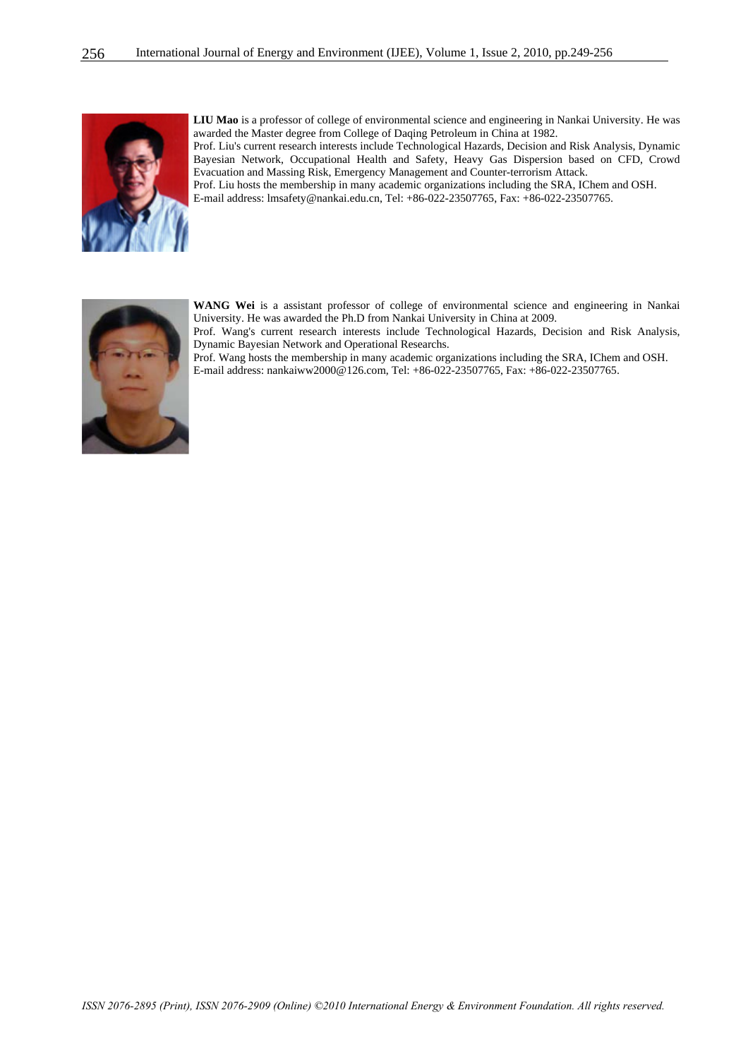**LIU Mao** is a professor of college of environmental science and engineering in Nankai University. He was awarded the Master degree from College of Daqing Petroleum in China at 1982.
Prof. Liu's current research interests include Technological Hazards, Decision and Risk Analysis, Dynamic Bayesian Network, Occupational Health and Safety, Heavy Gas Dispersion based on CFD, Crowd Evacuation and Massing Risk, Emergency Management and Counter-terrorism Attack.
Prof. Liu hosts the membership in many academic organizations including the SRA, IChem and OSH.
E-mail address: lmsafety@nankai.edu.cn, Tel: +86-022-23507765, Fax: +86-022-23507765.

**WANG Wei** is a assistant professor of college of environmental science and engineering in Nankai University. He was awarded the Ph.D from Nankai University in China at 2009.
Prof. Wang's current research interests include Technological Hazards, Decision and Risk Analysis, Dynamic Bayesian Network and Operational Researchs.
Prof. Wang hosts the membership in many academic organizations including the SRA, IChem and OSH.
E-mail address: nankaiww2000@126.com, Tel: +86-022-23507765, Fax: +86-022-23507765.